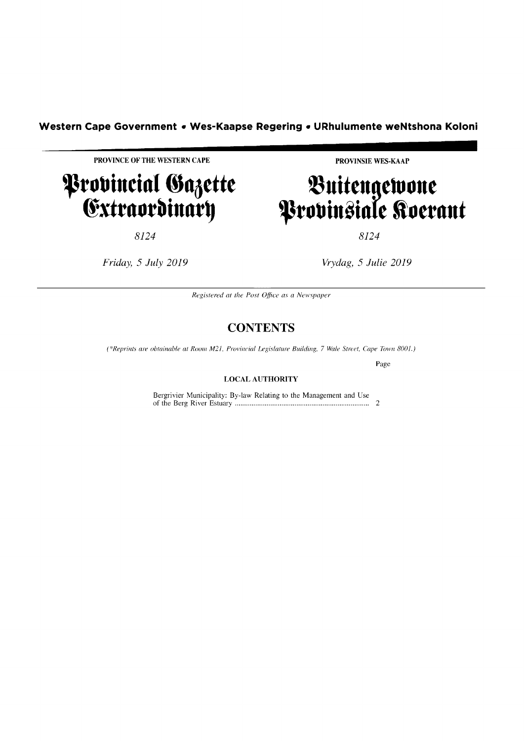**Western Cape Government • Wes-Kaapse Regering • URhulumente weNtshona Koloni**

| PROVINCE OF THE WESTERN CAPE | PROVINSIE WES-KAAP |
|---|---|
| **Provincial Gazette Extraordinary** | **Buitengewone Provinsiale Koerant** |
| *8124* | *8124* |
| *Friday, 5 July 2019* | *Vrydag, 5 Julie 2019* |

*Registered at the Post Office as a Newspaper*

## CONTENTS

*(\*Reprints are obtainable at Room M21, Provincial Legislature Building, 7 Wale Street, Cape Town 8001.)*

| | Page |
|---|---|
| **LOCAL AUTHORITY** | |
| Bergrivier Municipality: By-law Relating to the Management and Use of the Berg River Estuary | 2 |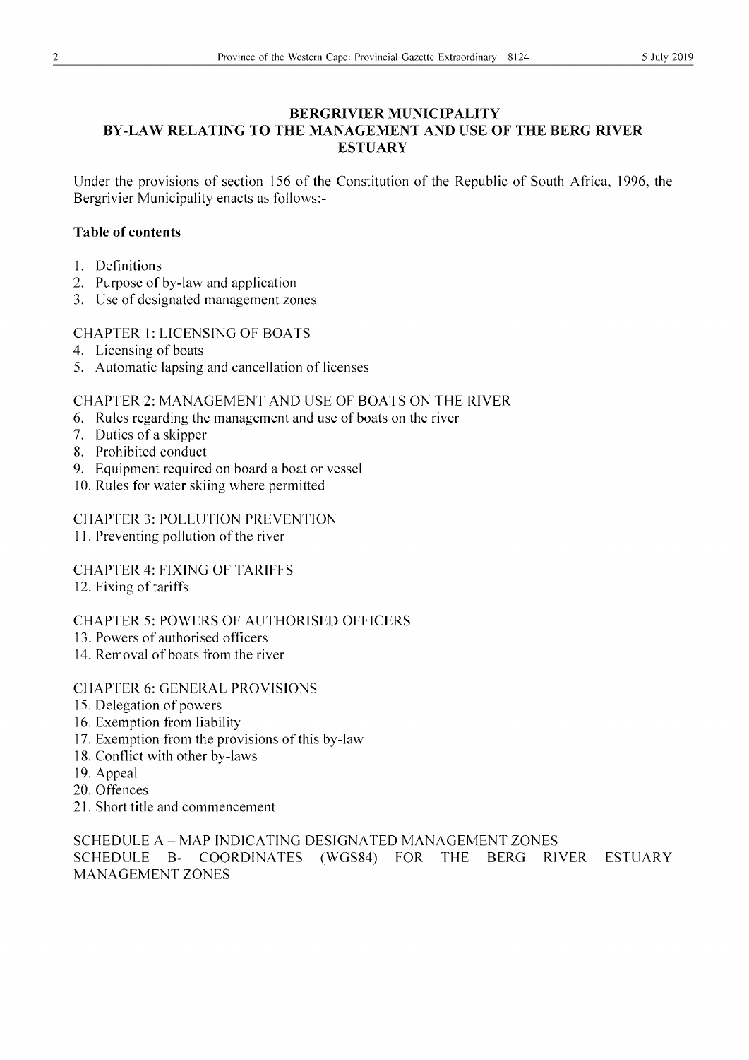## BERGRIVIER MUNICIPALITY
## BY-LAW RELATING TO THE MANAGEMENT AND USE OF THE BERG RIVER ESTUARY

Under the provisions of section 156 of the Constitution of the Republic of South Africa, 1996, the Bergrivier Municipality enacts as follows:-

**Table of contents**

1. Definitions
2. Purpose of by-law and application
3. Use of designated management zones

CHAPTER 1: LICENSING OF BOATS

4. Licensing of boats
5. Automatic lapsing and cancellation of licenses

CHAPTER 2: MANAGEMENT AND USE OF BOATS ON THE RIVER

6. Rules regarding the management and use of boats on the river
7. Duties of a skipper
8. Prohibited conduct
9. Equipment required on board a boat or vessel
10. Rules for water skiing where permitted

CHAPTER 3: POLLUTION PREVENTION

11. Preventing pollution of the river

CHAPTER 4: FIXING OF TARIFFS

12. Fixing of tariffs

CHAPTER 5: POWERS OF AUTHORISED OFFICERS

13. Powers of authorised officers
14. Removal of boats from the river

CHAPTER 6: GENERAL PROVISIONS

15. Delegation of powers
16. Exemption from liability
17. Exemption from the provisions of this by-law
18. Conflict with other by-laws
19. Appeal
20. Offences
21. Short title and commencement

SCHEDULE A – MAP INDICATING DESIGNATED MANAGEMENT ZONES

SCHEDULE B- COORDINATES (WGS84) FOR THE BERG RIVER ESTUARY MANAGEMENT ZONES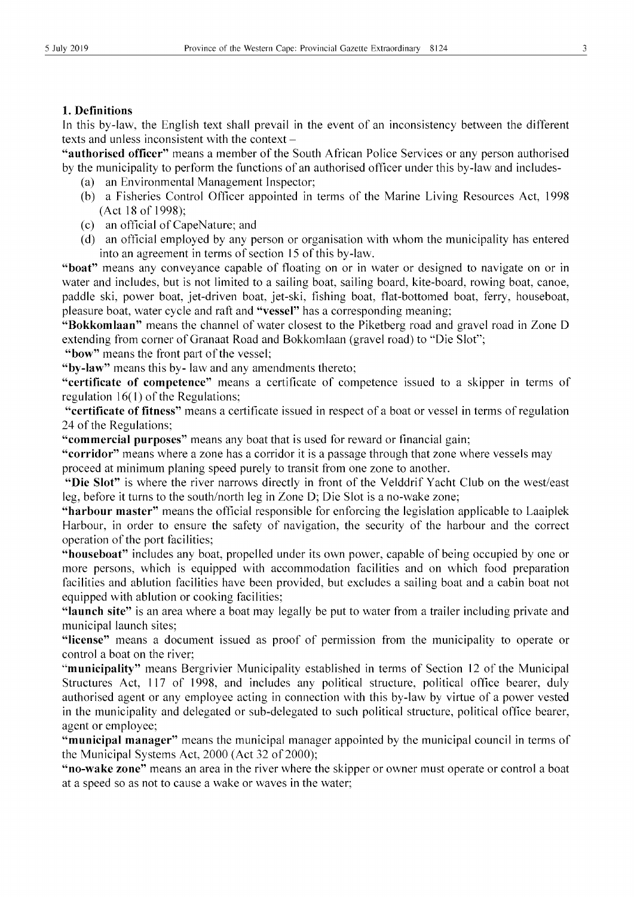## 1. Definitions

In this by-law, the English text shall prevail in the event of an inconsistency between the different texts and unless inconsistent with the context –

**"authorised officer"** means a member of the South African Police Services or any person authorised by the municipality to perform the functions of an authorised officer under this by-law and includes-

(a) an Environmental Management Inspector;
(b) a Fisheries Control Officer appointed in terms of the Marine Living Resources Act, 1998 (Act 18 of 1998);
(c) an official of CapeNature; and
(d) an official employed by any person or organisation with whom the municipality has entered into an agreement in terms of section 15 of this by-law.

**"boat"** means any conveyance capable of floating on or in water or designed to navigate on or in water and includes, but is not limited to a sailing boat, sailing board, kite-board, rowing boat, canoe, paddle ski, power boat, jet-driven boat, jet-ski, fishing boat, flat-bottomed boat, ferry, houseboat, pleasure boat, water cycle and raft and **"vessel"** has a corresponding meaning;

**"Bokkomlaan"** means the channel of water closest to the Piketberg road and gravel road in Zone D extending from corner of Granaat Road and Bokkomlaan (gravel road) to "Die Slot";

**"bow"** means the front part of the vessel;

**"by-law"** means this by- law and any amendments thereto;

**"certificate of competence"** means a certificate of competence issued to a skipper in terms of regulation 16(1) of the Regulations;

**"certificate of fitness"** means a certificate issued in respect of a boat or vessel in terms of regulation 24 of the Regulations;

**"commercial purposes"** means any boat that is used for reward or financial gain;

**"corridor"** means where a zone has a corridor it is a passage through that zone where vessels may proceed at minimum planing speed purely to transit from one zone to another.

**"Die Slot"** is where the river narrows directly in front of the Velddrif Yacht Club on the west/east leg, before it turns to the south/north leg in Zone D; Die Slot is a no-wake zone;

**"harbour master"** means the official responsible for enforcing the legislation applicable to Laaiplek Harbour, in order to ensure the safety of navigation, the security of the harbour and the correct operation of the port facilities;

**"houseboat"** includes any boat, propelled under its own power, capable of being occupied by one or more persons, which is equipped with accommodation facilities and on which food preparation facilities and ablution facilities have been provided, but excludes a sailing boat and a cabin boat not equipped with ablution or cooking facilities;

**"launch site"** is an area where a boat may legally be put to water from a trailer including private and municipal launch sites;

**"license"** means a document issued as proof of permission from the municipality to operate or control a boat on the river;

**"municipality"** means Bergrivier Municipality established in terms of Section 12 of the Municipal Structures Act, 117 of 1998, and includes any political structure, political office bearer, duly authorised agent or any employee acting in connection with this by-law by virtue of a power vested in the municipality and delegated or sub-delegated to such political structure, political office bearer, agent or employee;

**"municipal manager"** means the municipal manager appointed by the municipal council in terms of the Municipal Systems Act, 2000 (Act 32 of 2000);

**"no-wake zone"** means an area in the river where the skipper or owner must operate or control a boat at a speed so as not to cause a wake or waves in the water;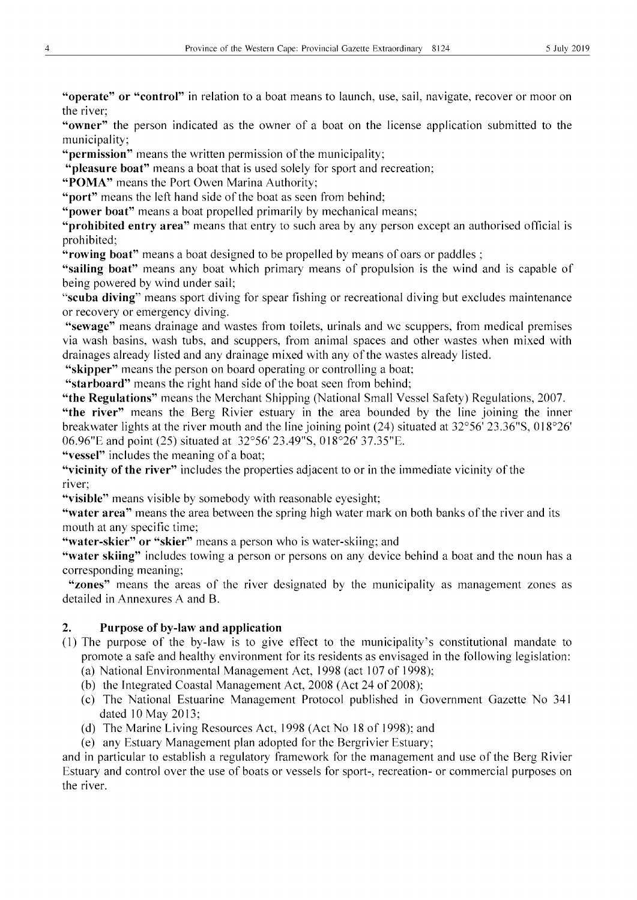**"operate" or "control"** in relation to a boat means to launch, use, sail, navigate, recover or moor on the river;

**"owner"** the person indicated as the owner of a boat on the license application submitted to the municipality;

**"permission"** means the written permission of the municipality;

**"pleasure boat"** means a boat that is used solely for sport and recreation;

**"POMA"** means the Port Owen Marina Authority;

**"port"** means the left hand side of the boat as seen from behind;

**"power boat"** means a boat propelled primarily by mechanical means;

**"prohibited entry area"** means that entry to such area by any person except an authorised official is prohibited;

**"rowing boat"** means a boat designed to be propelled by means of oars or paddles ;

**"sailing boat"** means any boat which primary means of propulsion is the wind and is capable of being powered by wind under sail;

"**scuba diving**" means sport diving for spear fishing or recreational diving but excludes maintenance or recovery or emergency diving.

**"sewage"** means drainage and wastes from toilets, urinals and wc scuppers, from medical premises via wash basins, wash tubs, and scuppers, from animal spaces and other wastes when mixed with drainages already listed and any drainage mixed with any of the wastes already listed.

**"skipper"** means the person on board operating or controlling a boat;

**"starboard"** means the right hand side of the boat seen from behind;

**"the Regulations"** means the Merchant Shipping (National Small Vessel Safety) Regulations, 2007.

**"the river"** means the Berg Rivier estuary in the area bounded by the line joining the inner breakwater lights at the river mouth and the line joining point (24) situated at 32°56' 23.36"S, 018°26' 06.96"E and point (25) situated at 32°56' 23.49"S, 018°26' 37.35"E.

**"vessel"** includes the meaning of a boat;

**"vicinity of the river"** includes the properties adjacent to or in the immediate vicinity of the river;

**"visible"** means visible by somebody with reasonable eyesight;

**"water area"** means the area between the spring high water mark on both banks of the river and its mouth at any specific time;

**"water-skier" or "skier"** means a person who is water-skiing; and

**"water skiing"** includes towing a person or persons on any device behind a boat and the noun has a corresponding meaning;

**"zones"** means the areas of the river designated by the municipality as management zones as detailed in Annexures A and B.

## 2. Purpose of by-law and application

(1) The purpose of the by-law is to give effect to the municipality's constitutional mandate to promote a safe and healthy environment for its residents as envisaged in the following legislation:

(a) National Environmental Management Act, 1998 (act 107 of 1998);

(b) the Integrated Coastal Management Act, 2008 (Act 24 of 2008);

(c) The National Estuarine Management Protocol published in Government Gazette No 341 dated 10 May 2013;

(d) The Marine Living Resources Act, 1998 (Act No 18 of 1998); and

(e) any Estuary Management plan adopted for the Bergrivier Estuary;

and in particular to establish a regulatory framework for the management and use of the Berg Rivier Estuary and control over the use of boats or vessels for sport-, recreation- or commercial purposes on the river.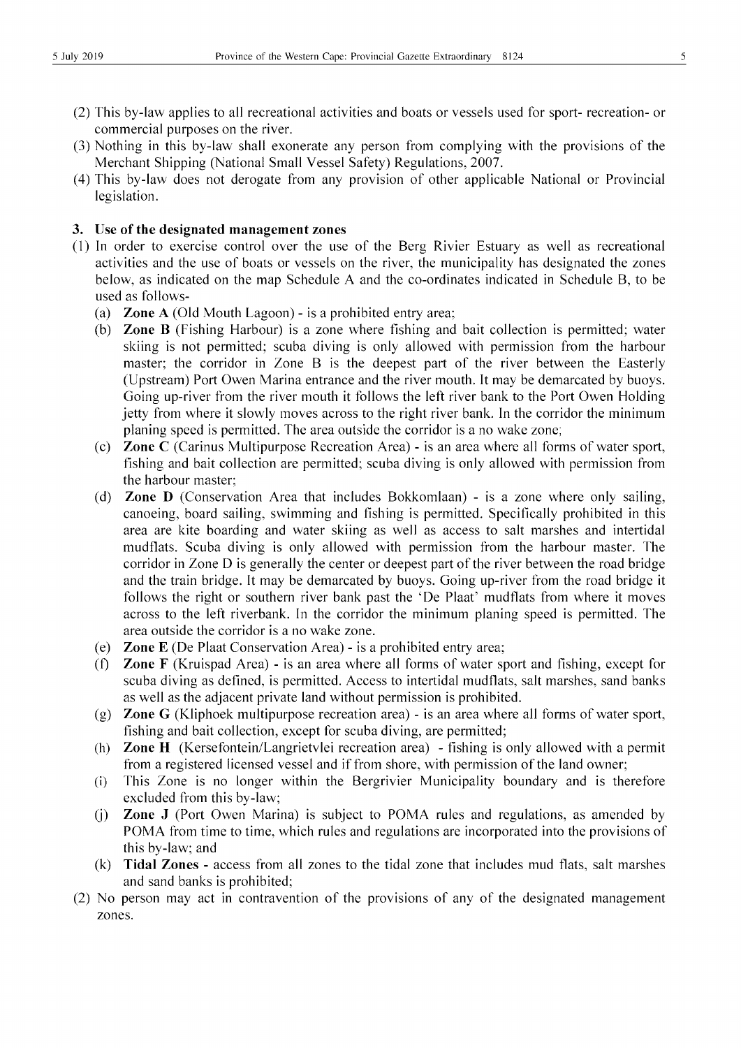(2) This by-law applies to all recreational activities and boats or vessels used for sport- recreation- or commercial purposes on the river.

(3) Nothing in this by-law shall exonerate any person from complying with the provisions of the Merchant Shipping (National Small Vessel Safety) Regulations, 2007.

(4) This by-law does not derogate from any provision of other applicable National or Provincial legislation.

### 3. Use of the designated management zones

(1) In order to exercise control over the use of the Berg Rivier Estuary as well as recreational activities and the use of boats or vessels on the river, the municipality has designated the zones below, as indicated on the map Schedule A and the co-ordinates indicated in Schedule B, to be used as follows-

(a) **Zone A** (Old Mouth Lagoon) - is a prohibited entry area;

(b) **Zone B** (Fishing Harbour) is a zone where fishing and bait collection is permitted; water skiing is not permitted; scuba diving is only allowed with permission from the harbour master; the corridor in Zone B is the deepest part of the river between the Easterly (Upstream) Port Owen Marina entrance and the river mouth. It may be demarcated by buoys. Going up-river from the river mouth it follows the left river bank to the Port Owen Holding jetty from where it slowly moves across to the right river bank. In the corridor the minimum planing speed is permitted. The area outside the corridor is a no wake zone;

(c) **Zone C** (Carinus Multipurpose Recreation Area) - is an area where all forms of water sport, fishing and bait collection are permitted; scuba diving is only allowed with permission from the harbour master;

(d) **Zone D** (Conservation Area that includes Bokkomlaan) - is a zone where only sailing, canoeing, board sailing, swimming and fishing is permitted. Specifically prohibited in this area are kite boarding and water skiing as well as access to salt marshes and intertidal mudflats. Scuba diving is only allowed with permission from the harbour master. The corridor in Zone D is generally the center or deepest part of the river between the road bridge and the train bridge. It may be demarcated by buoys. Going up-river from the road bridge it follows the right or southern river bank past the 'De Plaat' mudflats from where it moves across to the left riverbank. In the corridor the minimum planing speed is permitted. The area outside the corridor is a no wake zone.

(e) **Zone E** (De Plaat Conservation Area) - is a prohibited entry area;

(f) **Zone F** (Kruispad Area) - is an area where all forms of water sport and fishing, except for scuba diving as defined, is permitted. Access to intertidal mudflats, salt marshes, sand banks as well as the adjacent private land without permission is prohibited.

(g) **Zone G** (Kliphoek multipurpose recreation area) - is an area where all forms of water sport, fishing and bait collection, except for scuba diving, are permitted;

(h) **Zone H** (Kersefontein/Langrietvlei recreation area) - fishing is only allowed with a permit from a registered licensed vessel and if from shore, with permission of the land owner;

(i) This Zone is no longer within the Bergrivier Municipality boundary and is therefore excluded from this by-law;

(j) **Zone J** (Port Owen Marina) is subject to POMA rules and regulations, as amended by POMA from time to time, which rules and regulations are incorporated into the provisions of this by-law; and

(k) **Tidal Zones** - access from all zones to the tidal zone that includes mud flats, salt marshes and sand banks is prohibited;

(2) No person may act in contravention of the provisions of any of the designated management zones.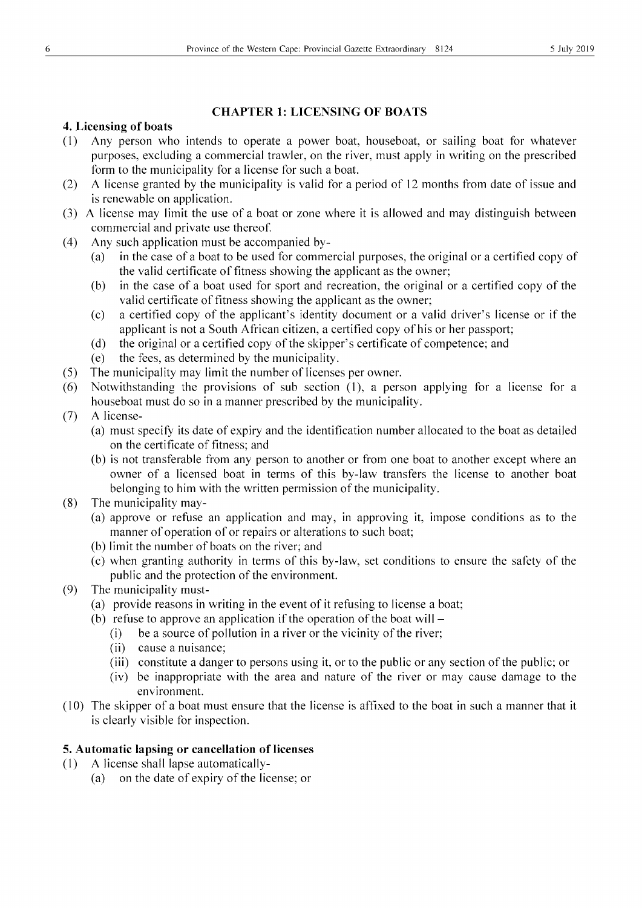## CHAPTER 1: LICENSING OF BOATS

### 4. Licensing of boats

(1) Any person who intends to operate a power boat, houseboat, or sailing boat for whatever purposes, excluding a commercial trawler, on the river, must apply in writing on the prescribed form to the municipality for a license for such a boat.

(2) A license granted by the municipality is valid for a period of 12 months from date of issue and is renewable on application.

(3) A license may limit the use of a boat or zone where it is allowed and may distinguish between commercial and private use thereof.

(4) Any such application must be accompanied by-

  (a) in the case of a boat to be used for commercial purposes, the original or a certified copy of the valid certificate of fitness showing the applicant as the owner;

  (b) in the case of a boat used for sport and recreation, the original or a certified copy of the valid certificate of fitness showing the applicant as the owner;

  (c) a certified copy of the applicant's identity document or a valid driver's license or if the applicant is not a South African citizen, a certified copy of his or her passport;

  (d) the original or a certified copy of the skipper's certificate of competence; and

  (e) the fees, as determined by the municipality.

(5) The municipality may limit the number of licenses per owner.

(6) Notwithstanding the provisions of sub section (1), a person applying for a license for a houseboat must do so in a manner prescribed by the municipality.

(7) A license-

  (a) must specify its date of expiry and the identification number allocated to the boat as detailed on the certificate of fitness; and

  (b) is not transferable from any person to another or from one boat to another except where an owner of a licensed boat in terms of this by-law transfers the license to another boat belonging to him with the written permission of the municipality.

(8) The municipality may-

  (a) approve or refuse an application and may, in approving it, impose conditions as to the manner of operation of or repairs or alterations to such boat;

  (b) limit the number of boats on the river; and

  (c) when granting authority in terms of this by-law, set conditions to ensure the safety of the public and the protection of the environment.

(9) The municipality must-

  (a) provide reasons in writing in the event of it refusing to license a boat;

  (b) refuse to approve an application if the operation of the boat will –

    (i) be a source of pollution in a river or the vicinity of the river;

    (ii) cause a nuisance;

    (iii) constitute a danger to persons using it, or to the public or any section of the public; or

    (iv) be inappropriate with the area and nature of the river or may cause damage to the environment.

(10) The skipper of a boat must ensure that the license is affixed to the boat in such a manner that it is clearly visible for inspection.

### 5. Automatic lapsing or cancellation of licenses

(1) A license shall lapse automatically-

  (a) on the date of expiry of the license; or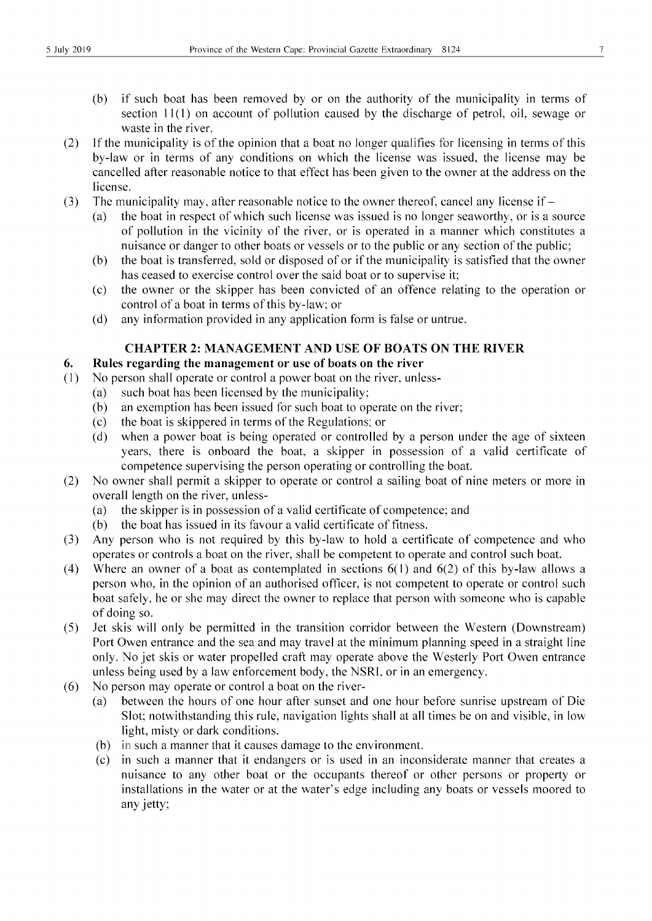(b) if such boat has been removed by or on the authority of the municipality in terms of section 11(1) on account of pollution caused by the discharge of petrol, oil, sewage or waste in the river.

(2) If the municipality is of the opinion that a boat no longer qualifies for licensing in terms of this by-law or in terms of any conditions on which the license was issued, the license may be cancelled after reasonable notice to that effect has been given to the owner at the address on the license.

(3) The municipality may, after reasonable notice to the owner thereof, cancel any license if –

(a) the boat in respect of which such license was issued is no longer seaworthy, or is a source of pollution in the vicinity of the river, or is operated in a manner which constitutes a nuisance or danger to other boats or vessels or to the public or any section of the public;

(b) the boat is transferred, sold or disposed of or if the municipality is satisfied that the owner has ceased to exercise control over the said boat or to supervise it;

(c) the owner or the skipper has been convicted of an offence relating to the operation or control of a boat in terms of this by-law; or

(d) any information provided in any application form is false or untrue.

## CHAPTER 2: MANAGEMENT AND USE OF BOATS ON THE RIVER

### 6. Rules regarding the management or use of boats on the river

(1) No person shall operate or control a power boat on the river, unless-

(a) such boat has been licensed by the municipality;

(b) an exemption has been issued for such boat to operate on the river;

(c) the boat is skippered in terms of the Regulations; or

(d) when a power boat is being operated or controlled by a person under the age of sixteen years, there is onboard the boat, a skipper in possession of a valid certificate of competence supervising the person operating or controlling the boat.

(2) No owner shall permit a skipper to operate or control a sailing boat of nine meters or more in overall length on the river, unless-

(a) the skipper is in possession of a valid certificate of competence; and

(b) the boat has issued in its favour a valid certificate of fitness.

(3) Any person who is not required by this by-law to hold a certificate of competence and who operates or controls a boat on the river, shall be competent to operate and control such boat.

(4) Where an owner of a boat as contemplated in sections 6(1) and 6(2) of this by-law allows a person who, in the opinion of an authorised officer, is not competent to operate or control such boat safely, he or she may direct the owner to replace that person with someone who is capable of doing so.

(5) Jet skis will only be permitted in the transition corridor between the Western (Downstream) Port Owen entrance and the sea and may travel at the minimum planning speed in a straight line only. No jet skis or water propelled craft may operate above the Westerly Port Owen entrance unless being used by a law enforcement body, the NSRI, or in an emergency.

(6) No person may operate or control a boat on the river-

(a) between the hours of one hour after sunset and one hour before sunrise upstream of Die Slot; notwithstanding this rule, navigation lights shall at all times be on and visible, in low light, misty or dark conditions.

(b) in such a manner that it causes damage to the environment.

(c) in such a manner that it endangers or is used in an inconsiderate manner that creates a nuisance to any other boat or the occupants thereof or other persons or property or installations in the water or at the water's edge including any boats or vessels moored to any jetty;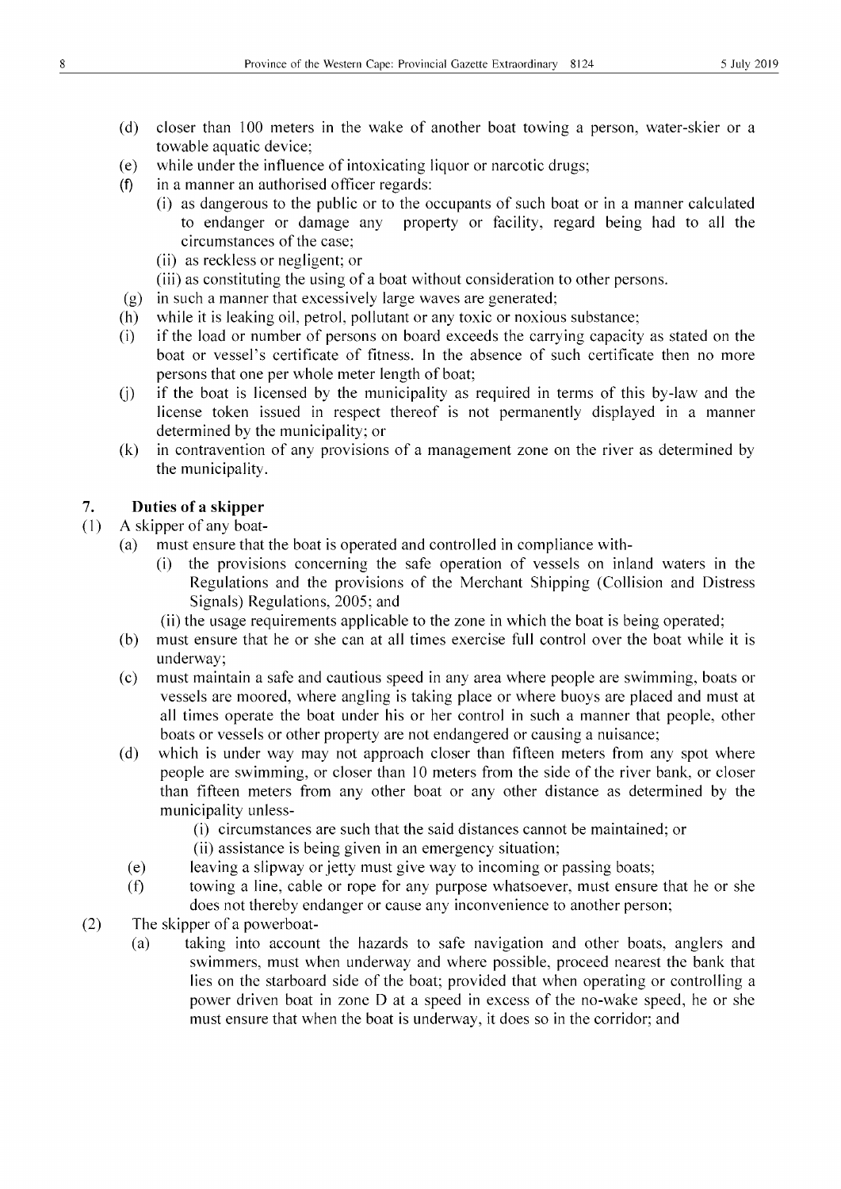(d) closer than 100 meters in the wake of another boat towing a person, water-skier or a towable aquatic device;

(e) while under the influence of intoxicating liquor or narcotic drugs;

(f) in a manner an authorised officer regards:

  (i) as dangerous to the public or to the occupants of such boat or in a manner calculated to endanger or damage any property or facility, regard being had to all the circumstances of the case;

  (ii) as reckless or negligent; or

  (iii) as constituting the using of a boat without consideration to other persons.

(g) in such a manner that excessively large waves are generated;

(h) while it is leaking oil, petrol, pollutant or any toxic or noxious substance;

(i) if the load or number of persons on board exceeds the carrying capacity as stated on the boat or vessel's certificate of fitness. In the absence of such certificate then no more persons that one per whole meter length of boat;

(j) if the boat is licensed by the municipality as required in terms of this by-law and the license token issued in respect thereof is not permanently displayed in a manner determined by the municipality; or

(k) in contravention of any provisions of a management zone on the river as determined by the municipality.

## 7. Duties of a skipper

(1) A skipper of any boat-

(a) must ensure that the boat is operated and controlled in compliance with-

  (i) the provisions concerning the safe operation of vessels on inland waters in the Regulations and the provisions of the Merchant Shipping (Collision and Distress Signals) Regulations, 2005; and

  (ii) the usage requirements applicable to the zone in which the boat is being operated;

(b) must ensure that he or she can at all times exercise full control over the boat while it is underway;

(c) must maintain a safe and cautious speed in any area where people are swimming, boats or vessels are moored, where angling is taking place or where buoys are placed and must at all times operate the boat under his or her control in such a manner that people, other boats or vessels or other property are not endangered or causing a nuisance;

(d) which is under way may not approach closer than fifteen meters from any spot where people are swimming, or closer than 10 meters from the side of the river bank, or closer than fifteen meters from any other boat or any other distance as determined by the municipality unless-

  (i) circumstances are such that the said distances cannot be maintained; or

  (ii) assistance is being given in an emergency situation;

(e) leaving a slipway or jetty must give way to incoming or passing boats;

(f) towing a line, cable or rope for any purpose whatsoever, must ensure that he or she does not thereby endanger or cause any inconvenience to another person;

(2) The skipper of a powerboat-

(a) taking into account the hazards to safe navigation and other boats, anglers and swimmers, must when underway and where possible, proceed nearest the bank that lies on the starboard side of the boat; provided that when operating or controlling a power driven boat in zone D at a speed in excess of the no-wake speed, he or she must ensure that when the boat is underway, it does so in the corridor; and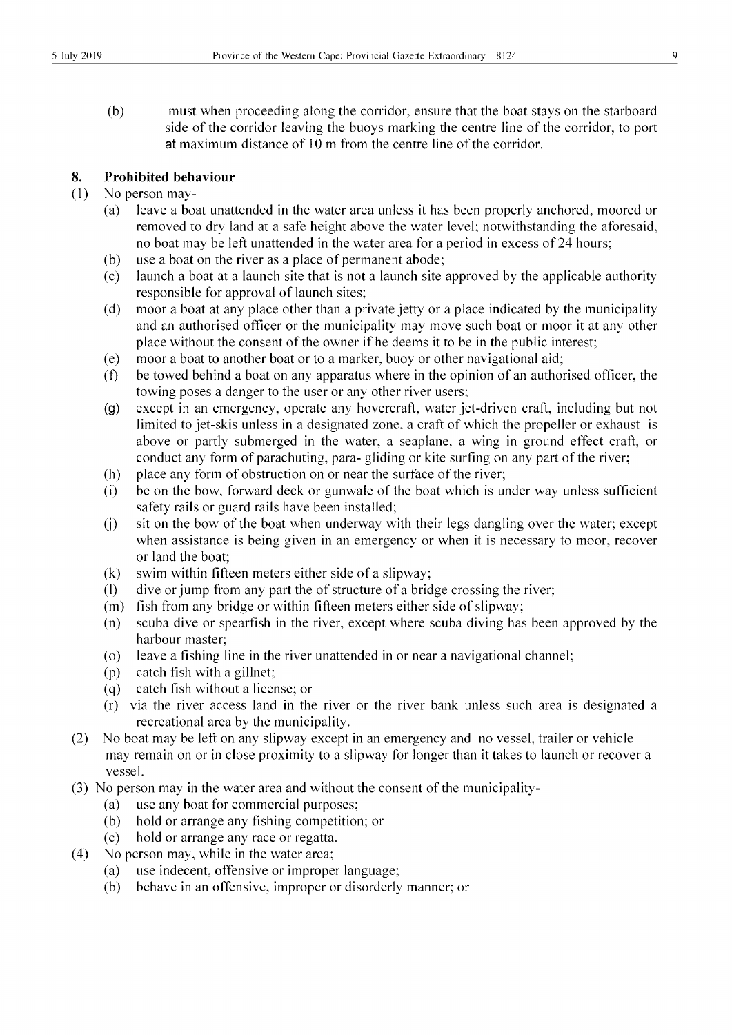(b) must when proceeding along the corridor, ensure that the boat stays on the starboard side of the corridor leaving the buoys marking the centre line of the corridor, to port at maximum distance of 10 m from the centre line of the corridor.

## 8. Prohibited behaviour

(1) No person may-

- (a) leave a boat unattended in the water area unless it has been properly anchored, moored or removed to dry land at a safe height above the water level; notwithstanding the aforesaid, no boat may be left unattended in the water area for a period in excess of 24 hours;
- (b) use a boat on the river as a place of permanent abode;
- (c) launch a boat at a launch site that is not a launch site approved by the applicable authority responsible for approval of launch sites;
- (d) moor a boat at any place other than a private jetty or a place indicated by the municipality and an authorised officer or the municipality may move such boat or moor it at any other place without the consent of the owner if he deems it to be in the public interest;
- (e) moor a boat to another boat or to a marker, buoy or other navigational aid;
- (f) be towed behind a boat on any apparatus where in the opinion of an authorised officer, the towing poses a danger to the user or any other river users;
- (g) except in an emergency, operate any hovercraft, water jet-driven craft, including but not limited to jet-skis unless in a designated zone, a craft of which the propeller or exhaust is above or partly submerged in the water, a seaplane, a wing in ground effect craft, or conduct any form of parachuting, para- gliding or kite surfing on any part of the river;
- (h) place any form of obstruction on or near the surface of the river;
- (i) be on the bow, forward deck or gunwale of the boat which is under way unless sufficient safety rails or guard rails have been installed;
- (j) sit on the bow of the boat when underway with their legs dangling over the water; except when assistance is being given in an emergency or when it is necessary to moor, recover or land the boat;
- (k) swim within fifteen meters either side of a slipway;
- (l) dive or jump from any part the of structure of a bridge crossing the river;
- (m) fish from any bridge or within fifteen meters either side of slipway;
- (n) scuba dive or spearfish in the river, except where scuba diving has been approved by the harbour master;
- (o) leave a fishing line in the river unattended in or near a navigational channel;
- (p) catch fish with a gillnet;
- (q) catch fish without a license; or
- (r) via the river access land in the river or the river bank unless such area is designated a recreational area by the municipality.

(2) No boat may be left on any slipway except in an emergency and no vessel, trailer or vehicle may remain on or in close proximity to a slipway for longer than it takes to launch or recover a vessel.

(3) No person may in the water area and without the consent of the municipality-

- (a) use any boat for commercial purposes;
- (b) hold or arrange any fishing competition; or
- (c) hold or arrange any race or regatta.

(4) No person may, while in the water area;

- (a) use indecent, offensive or improper language;
- (b) behave in an offensive, improper or disorderly manner; or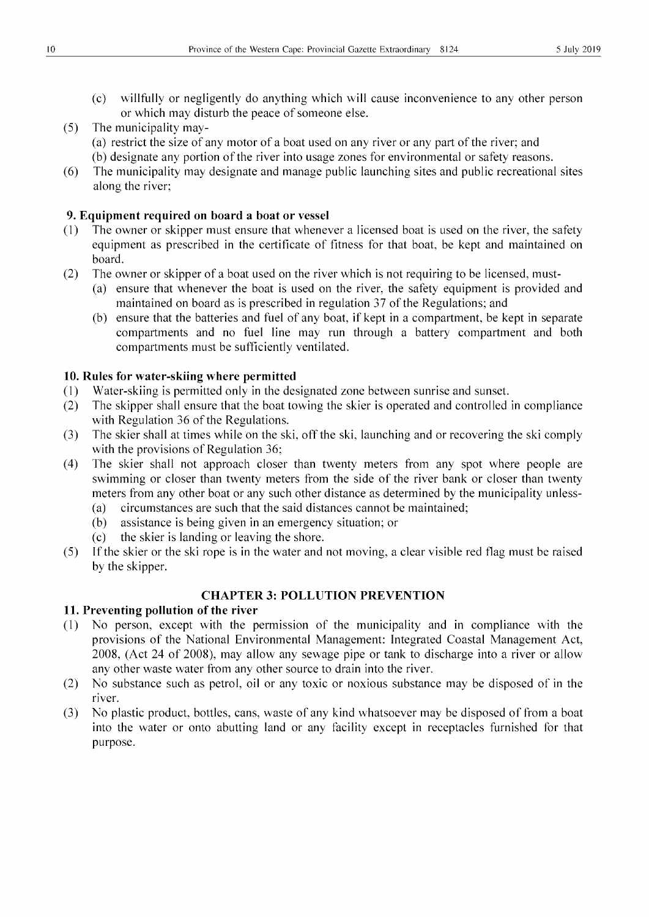(c) willfully or negligently do anything which will cause inconvenience to any other person or which may disturb the peace of someone else.

(5) The municipality may-

(a) restrict the size of any motor of a boat used on any river or any part of the river; and

(b) designate any portion of the river into usage zones for environmental or safety reasons.

(6) The municipality may designate and manage public launching sites and public recreational sites along the river;

**9. Equipment required on board a boat or vessel**

(1) The owner or skipper must ensure that whenever a licensed boat is used on the river, the safety equipment as prescribed in the certificate of fitness for that boat, be kept and maintained on board.

(2) The owner or skipper of a boat used on the river which is not requiring to be licensed, must-

(a) ensure that whenever the boat is used on the river, the safety equipment is provided and maintained on board as is prescribed in regulation 37 of the Regulations; and

(b) ensure that the batteries and fuel of any boat, if kept in a compartment, be kept in separate compartments and no fuel line may run through a battery compartment and both compartments must be sufficiently ventilated.

**10. Rules for water-skiing where permitted**

(1) Water-skiing is permitted only in the designated zone between sunrise and sunset.

(2) The skipper shall ensure that the boat towing the skier is operated and controlled in compliance with Regulation 36 of the Regulations.

(3) The skier shall at times while on the ski, off the ski, launching and or recovering the ski comply with the provisions of Regulation 36;

(4) The skier shall not approach closer than twenty meters from any spot where people are swimming or closer than twenty meters from the side of the river bank or closer than twenty meters from any other boat or any such other distance as determined by the municipality unless-

(a) circumstances are such that the said distances cannot be maintained;

(b) assistance is being given in an emergency situation; or

(c) the skier is landing or leaving the shore.

(5) If the skier or the ski rope is in the water and not moving, a clear visible red flag must be raised by the skipper.

## CHAPTER 3: POLLUTION PREVENTION

**11. Preventing pollution of the river**

(1) No person, except with the permission of the municipality and in compliance with the provisions of the National Environmental Management: Integrated Coastal Management Act, 2008, (Act 24 of 2008), may allow any sewage pipe or tank to discharge into a river or allow any other waste water from any other source to drain into the river.

(2) No substance such as petrol, oil or any toxic or noxious substance may be disposed of in the river.

(3) No plastic product, bottles, cans, waste of any kind whatsoever may be disposed of from a boat into the water or onto abutting land or any facility except in receptacles furnished for that purpose.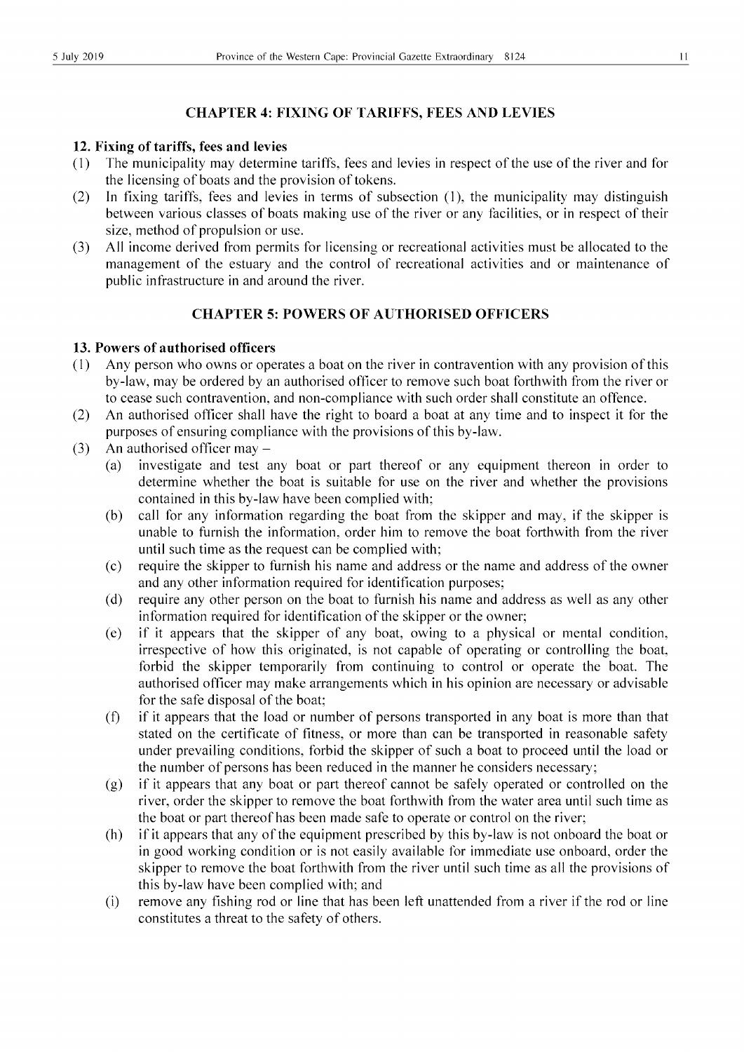## CHAPTER 4: FIXING OF TARIFFS, FEES AND LEVIES

### 12. Fixing of tariffs, fees and levies

(1) The municipality may determine tariffs, fees and levies in respect of the use of the river and for the licensing of boats and the provision of tokens.

(2) In fixing tariffs, fees and levies in terms of subsection (1), the municipality may distinguish between various classes of boats making use of the river or any facilities, or in respect of their size, method of propulsion or use.

(3) All income derived from permits for licensing or recreational activities must be allocated to the management of the estuary and the control of recreational activities and or maintenance of public infrastructure in and around the river.

## CHAPTER 5: POWERS OF AUTHORISED OFFICERS

### 13. Powers of authorised officers

(1) Any person who owns or operates a boat on the river in contravention with any provision of this by-law, may be ordered by an authorised officer to remove such boat forthwith from the river or to cease such contravention, and non-compliance with such order shall constitute an offence.

(2) An authorised officer shall have the right to board a boat at any time and to inspect it for the purposes of ensuring compliance with the provisions of this by-law.

(3) An authorised officer may –

(a) investigate and test any boat or part thereof or any equipment thereon in order to determine whether the boat is suitable for use on the river and whether the provisions contained in this by-law have been complied with;

(b) call for any information regarding the boat from the skipper and may, if the skipper is unable to furnish the information, order him to remove the boat forthwith from the river until such time as the request can be complied with;

(c) require the skipper to furnish his name and address or the name and address of the owner and any other information required for identification purposes;

(d) require any other person on the boat to furnish his name and address as well as any other information required for identification of the skipper or the owner;

(e) if it appears that the skipper of any boat, owing to a physical or mental condition, irrespective of how this originated, is not capable of operating or controlling the boat, forbid the skipper temporarily from continuing to control or operate the boat. The authorised officer may make arrangements which in his opinion are necessary or advisable for the safe disposal of the boat;

(f) if it appears that the load or number of persons transported in any boat is more than that stated on the certificate of fitness, or more than can be transported in reasonable safety under prevailing conditions, forbid the skipper of such a boat to proceed until the load or the number of persons has been reduced in the manner he considers necessary;

(g) if it appears that any boat or part thereof cannot be safely operated or controlled on the river, order the skipper to remove the boat forthwith from the water area until such time as the boat or part thereof has been made safe to operate or control on the river;

(h) if it appears that any of the equipment prescribed by this by-law is not onboard the boat or in good working condition or is not easily available for immediate use onboard, order the skipper to remove the boat forthwith from the river until such time as all the provisions of this by-law have been complied with; and

(i) remove any fishing rod or line that has been left unattended from a river if the rod or line constitutes a threat to the safety of others.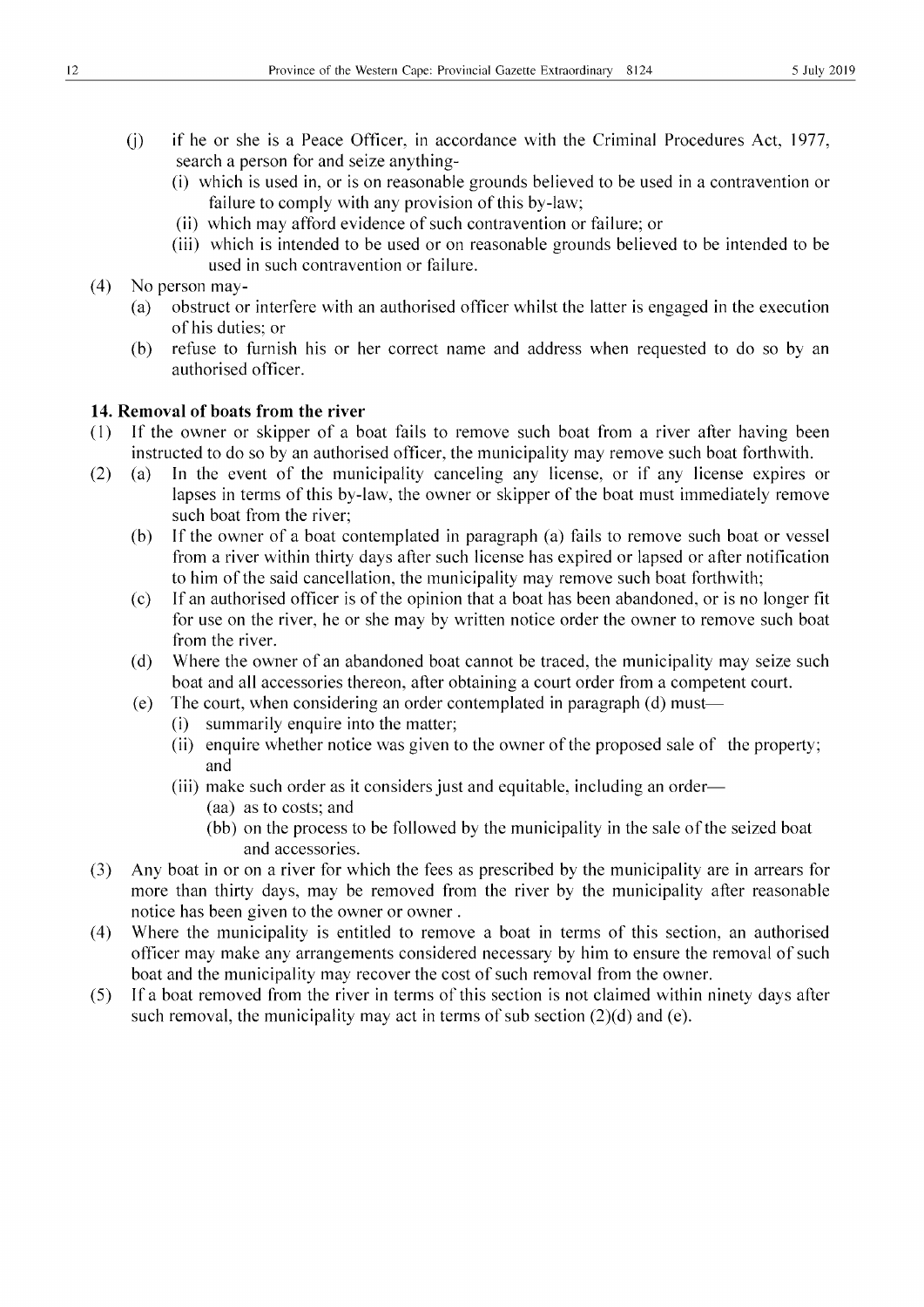(j) if he or she is a Peace Officer, in accordance with the Criminal Procedures Act, 1977, search a person for and seize anything-
    (i) which is used in, or is on reasonable grounds believed to be used in a contravention or failure to comply with any provision of this by-law;
    (ii) which may afford evidence of such contravention or failure; or
    (iii) which is intended to be used or on reasonable grounds believed to be intended to be used in such contravention or failure.

(4) No person may-
    (a) obstruct or interfere with an authorised officer whilst the latter is engaged in the execution of his duties; or
    (b) refuse to furnish his or her correct name and address when requested to do so by an authorised officer.

**14. Removal of boats from the river**

(1) If the owner or skipper of a boat fails to remove such boat from a river after having been instructed to do so by an authorised officer, the municipality may remove such boat forthwith.

(2) (a) In the event of the municipality canceling any license, or if any license expires or lapses in terms of this by-law, the owner or skipper of the boat must immediately remove such boat from the river;
    (b) If the owner of a boat contemplated in paragraph (a) fails to remove such boat or vessel from a river within thirty days after such license has expired or lapsed or after notification to him of the said cancellation, the municipality may remove such boat forthwith;
    (c) If an authorised officer is of the opinion that a boat has been abandoned, or is no longer fit for use on the river, he or she may by written notice order the owner to remove such boat from the river.
    (d) Where the owner of an abandoned boat cannot be traced, the municipality may seize such boat and all accessories thereon, after obtaining a court order from a competent court.
    (e) The court, when considering an order contemplated in paragraph (d) must—
        (i) summarily enquire into the matter;
        (ii) enquire whether notice was given to the owner of the proposed sale of the property; and
        (iii) make such order as it considers just and equitable, including an order—
            (aa) as to costs; and
            (bb) on the process to be followed by the municipality in the sale of the seized boat and accessories.

(3) Any boat in or on a river for which the fees as prescribed by the municipality are in arrears for more than thirty days, may be removed from the river by the municipality after reasonable notice has been given to the owner or owner .

(4) Where the municipality is entitled to remove a boat in terms of this section, an authorised officer may make any arrangements considered necessary by him to ensure the removal of such boat and the municipality may recover the cost of such removal from the owner.

(5) If a boat removed from the river in terms of this section is not claimed within ninety days after such removal, the municipality may act in terms of sub section (2)(d) and (e).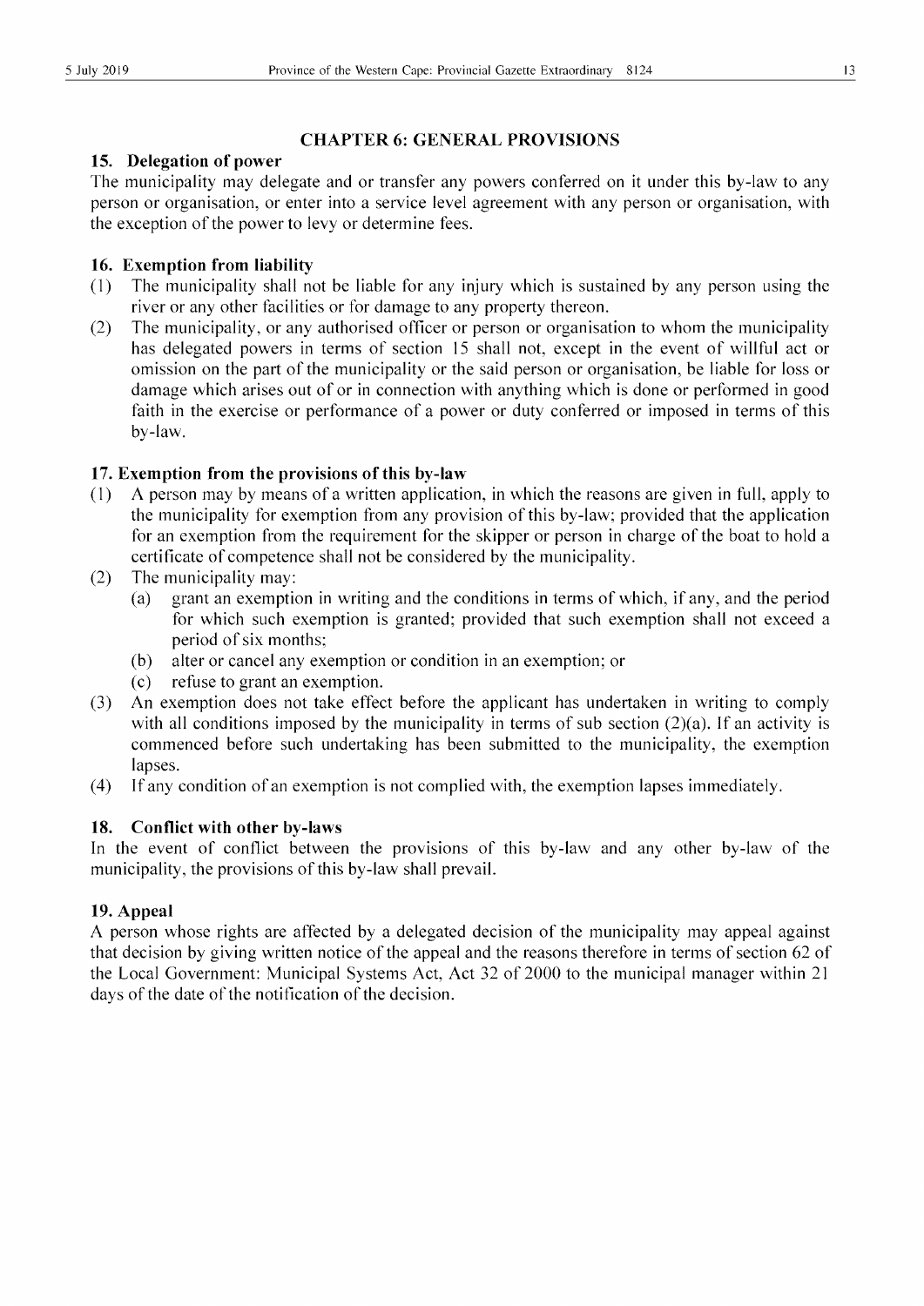## CHAPTER 6: GENERAL PROVISIONS

### 15. Delegation of power

The municipality may delegate and or transfer any powers conferred on it under this by-law to any person or organisation, or enter into a service level agreement with any person or organisation, with the exception of the power to levy or determine fees.

### 16. Exemption from liability

(1) The municipality shall not be liable for any injury which is sustained by any person using the river or any other facilities or for damage to any property thereon.

(2) The municipality, or any authorised officer or person or organisation to whom the municipality has delegated powers in terms of section 15 shall not, except in the event of willful act or omission on the part of the municipality or the said person or organisation, be liable for loss or damage which arises out of or in connection with anything which is done or performed in good faith in the exercise or performance of a power or duty conferred or imposed in terms of this by-law.

### 17. Exemption from the provisions of this by-law

(1) A person may by means of a written application, in which the reasons are given in full, apply to the municipality for exemption from any provision of this by-law; provided that the application for an exemption from the requirement for the skipper or person in charge of the boat to hold a certificate of competence shall not be considered by the municipality.

(2) The municipality may:

  (a) grant an exemption in writing and the conditions in terms of which, if any, and the period for which such exemption is granted; provided that such exemption shall not exceed a period of six months;

  (b) alter or cancel any exemption or condition in an exemption; or

  (c) refuse to grant an exemption.

(3) An exemption does not take effect before the applicant has undertaken in writing to comply with all conditions imposed by the municipality in terms of sub section (2)(a). If an activity is commenced before such undertaking has been submitted to the municipality, the exemption lapses.

(4) If any condition of an exemption is not complied with, the exemption lapses immediately.

### 18. Conflict with other by-laws

In the event of conflict between the provisions of this by-law and any other by-law of the municipality, the provisions of this by-law shall prevail.

### 19. Appeal

A person whose rights are affected by a delegated decision of the municipality may appeal against that decision by giving written notice of the appeal and the reasons therefore in terms of section 62 of the Local Government: Municipal Systems Act, Act 32 of 2000 to the municipal manager within 21 days of the date of the notification of the decision.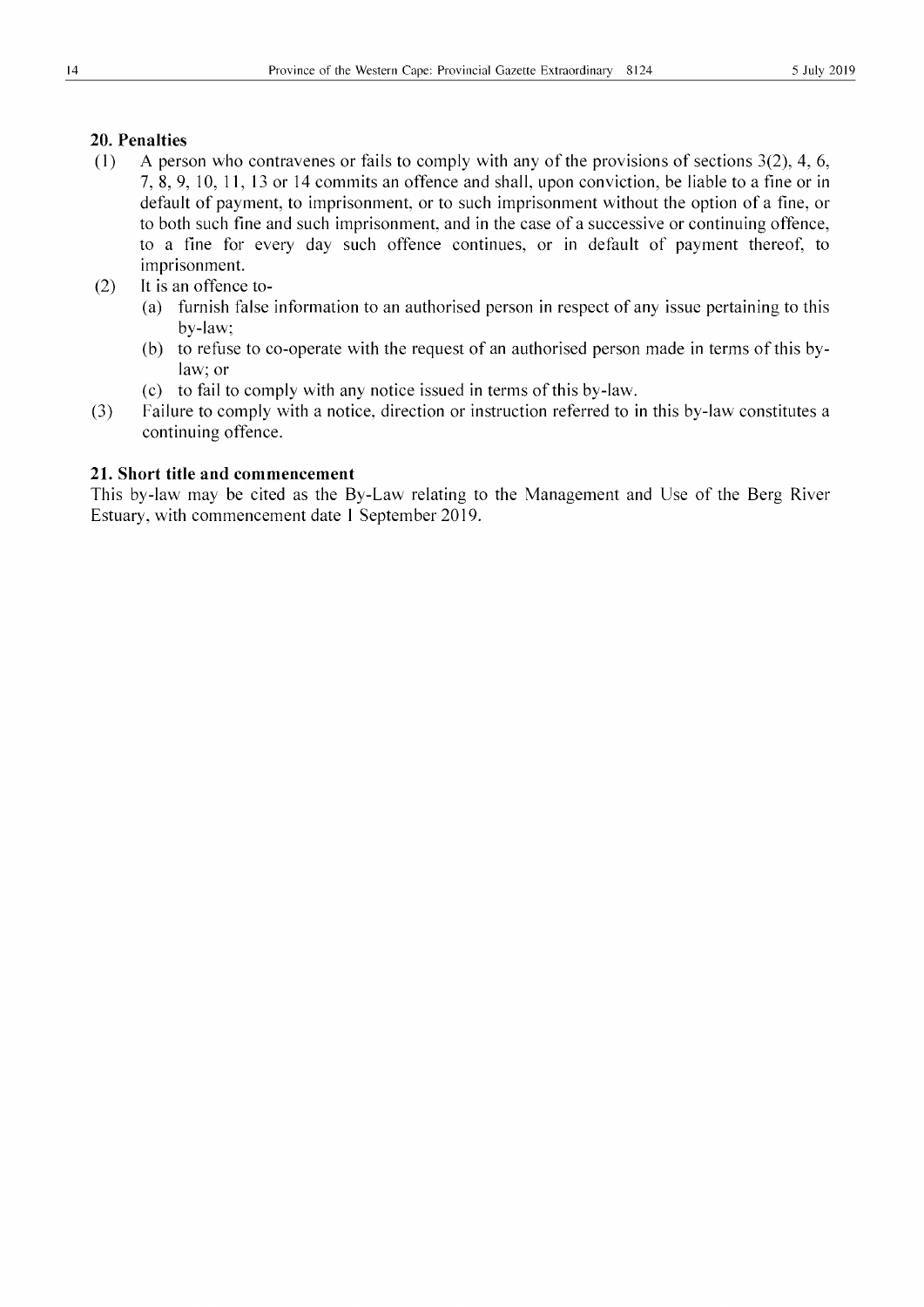## 20. Penalties

(1) A person who contravenes or fails to comply with any of the provisions of sections 3(2), 4, 6, 7, 8, 9, 10, 11, 13 or 14 commits an offence and shall, upon conviction, be liable to a fine or in default of payment, to imprisonment, or to such imprisonment without the option of a fine, or to both such fine and such imprisonment, and in the case of a successive or continuing offence, to a fine for every day such offence continues, or in default of payment thereof, to imprisonment.

(2) It is an offence to-

(a) furnish false information to an authorised person in respect of any issue pertaining to this by-law;

(b) to refuse to co-operate with the request of an authorised person made in terms of this by-law; or

(c) to fail to comply with any notice issued in terms of this by-law.

(3) Failure to comply with a notice, direction or instruction referred to in this by-law constitutes a continuing offence.

## 21. Short title and commencement

This by-law may be cited as the By-Law relating to the Management and Use of the Berg River Estuary, with commencement date 1 September 2019.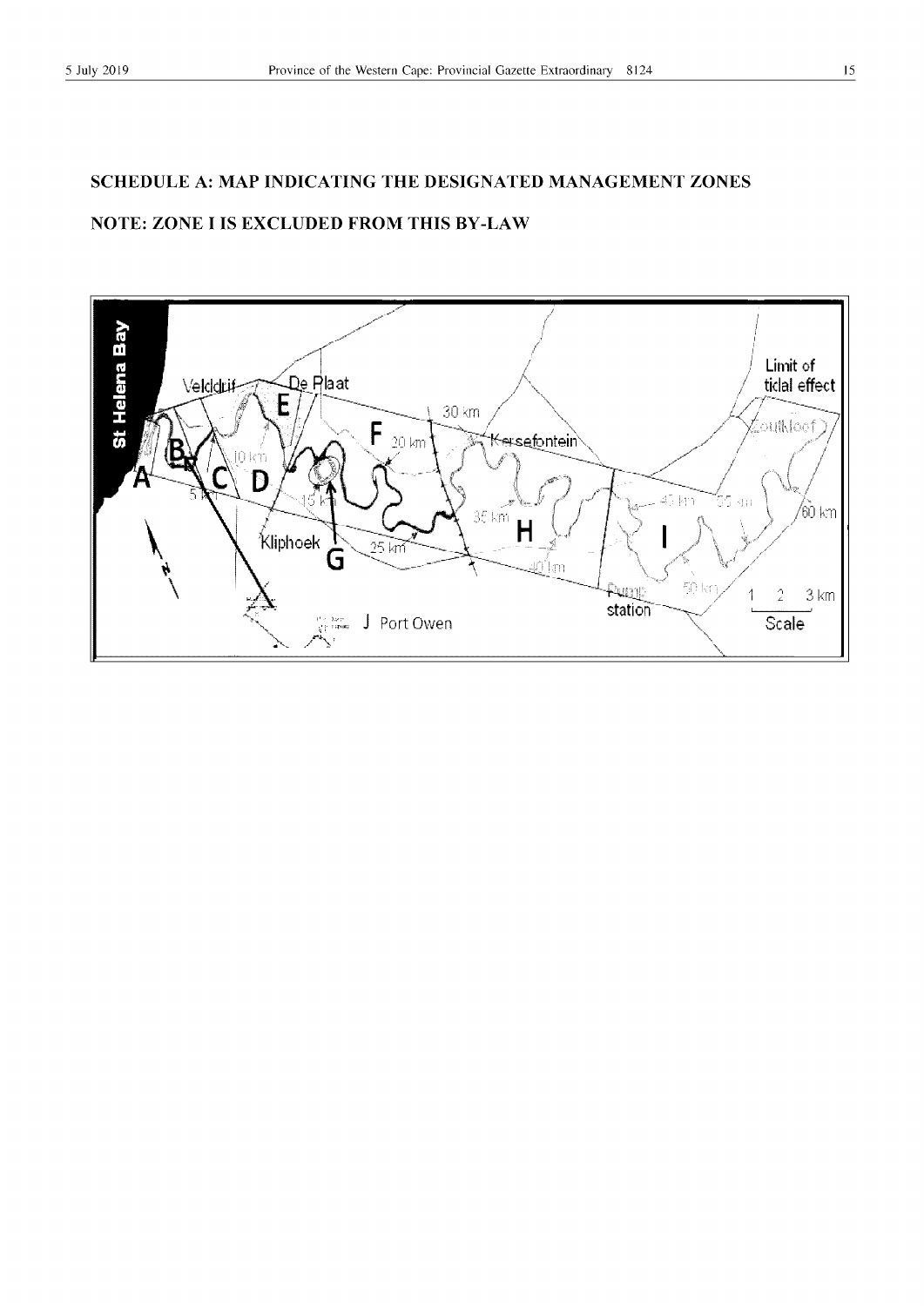## SCHEDULE A: MAP INDICATING THE DESIGNATED MANAGEMENT ZONES

## NOTE: ZONE I IS EXCLUDED FROM THIS BY-LAW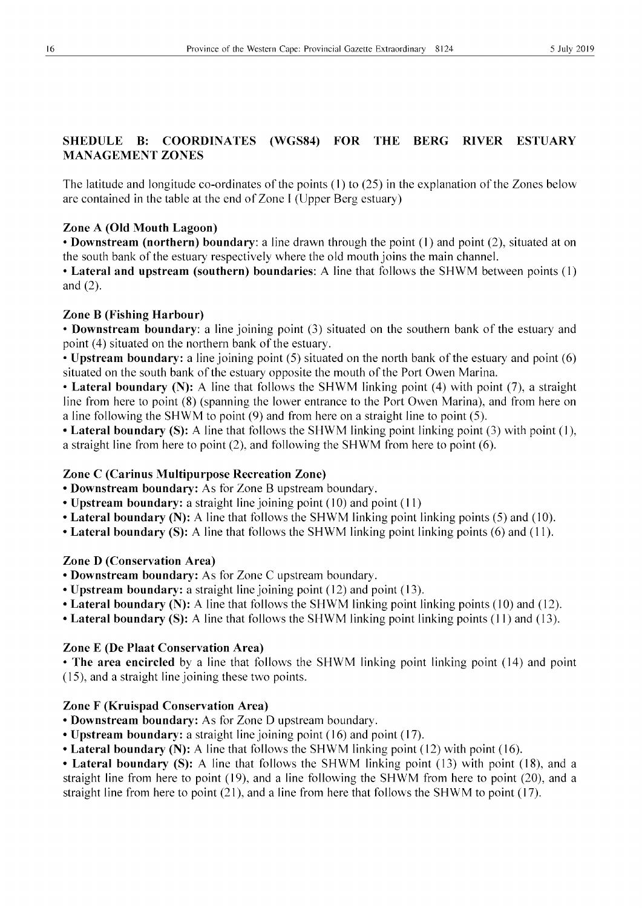## SHEDULE B: COORDINATES (WGS84) FOR THE BERG RIVER ESTUARY MANAGEMENT ZONES

The latitude and longitude co-ordinates of the points (1) to (25) in the explanation of the Zones below are contained in the table at the end of Zone I (Upper Berg estuary)

### Zone A (Old Mouth Lagoon)

- **Downstream (northern) boundary**: a line drawn through the point (1) and point (2), situated at on the south bank of the estuary respectively where the old mouth joins the main channel.
- **Lateral and upstream (southern) boundaries**: A line that follows the SHWM between points (1) and (2).

### Zone B (Fishing Harbour)

- **Downstream boundary**: a line joining point (3) situated on the southern bank of the estuary and point (4) situated on the northern bank of the estuary.
- **Upstream boundary:** a line joining point (5) situated on the north bank of the estuary and point (6) situated on the south bank of the estuary opposite the mouth of the Port Owen Marina.
- **Lateral boundary (N):** A line that follows the SHWM linking point (4) with point (7), a straight line from here to point (8) (spanning the lower entrance to the Port Owen Marina), and from here on a line following the SHWM to point (9) and from here on a straight line to point (5).
- **Lateral boundary (S):** A line that follows the SHWM linking point linking point (3) with point (1), a straight line from here to point (2), and following the SHWM from here to point (6).

### Zone C (Carinus Multipurpose Recreation Zone)

- **Downstream boundary:** As for Zone B upstream boundary.
- **Upstream boundary:** a straight line joining point (10) and point (11)
- **Lateral boundary (N):** A line that follows the SHWM linking point linking points (5) and (10).
- **Lateral boundary (S):** A line that follows the SHWM linking point linking points (6) and (11).

### Zone D (Conservation Area)

- **Downstream boundary:** As for Zone C upstream boundary.
- **Upstream boundary:** a straight line joining point (12) and point (13).
- **Lateral boundary (N):** A line that follows the SHWM linking point linking points (10) and (12).
- **Lateral boundary (S):** A line that follows the SHWM linking point linking points (11) and (13).

### Zone E (De Plaat Conservation Area)

- **The area encircled** by a line that follows the SHWM linking point linking point (14) and point (15), and a straight line joining these two points.

### Zone F (Kruispad Conservation Area)

- **Downstream boundary:** As for Zone D upstream boundary.
- **Upstream boundary:** a straight line joining point (16) and point (17).
- **Lateral boundary (N):** A line that follows the SHWM linking point (12) with point (16).
- **Lateral boundary (S):** A line that follows the SHWM linking point (13) with point (18), and a straight line from here to point (19), and a line following the SHWM from here to point (20), and a straight line from here to point (21), and a line from here that follows the SHWM to point (17).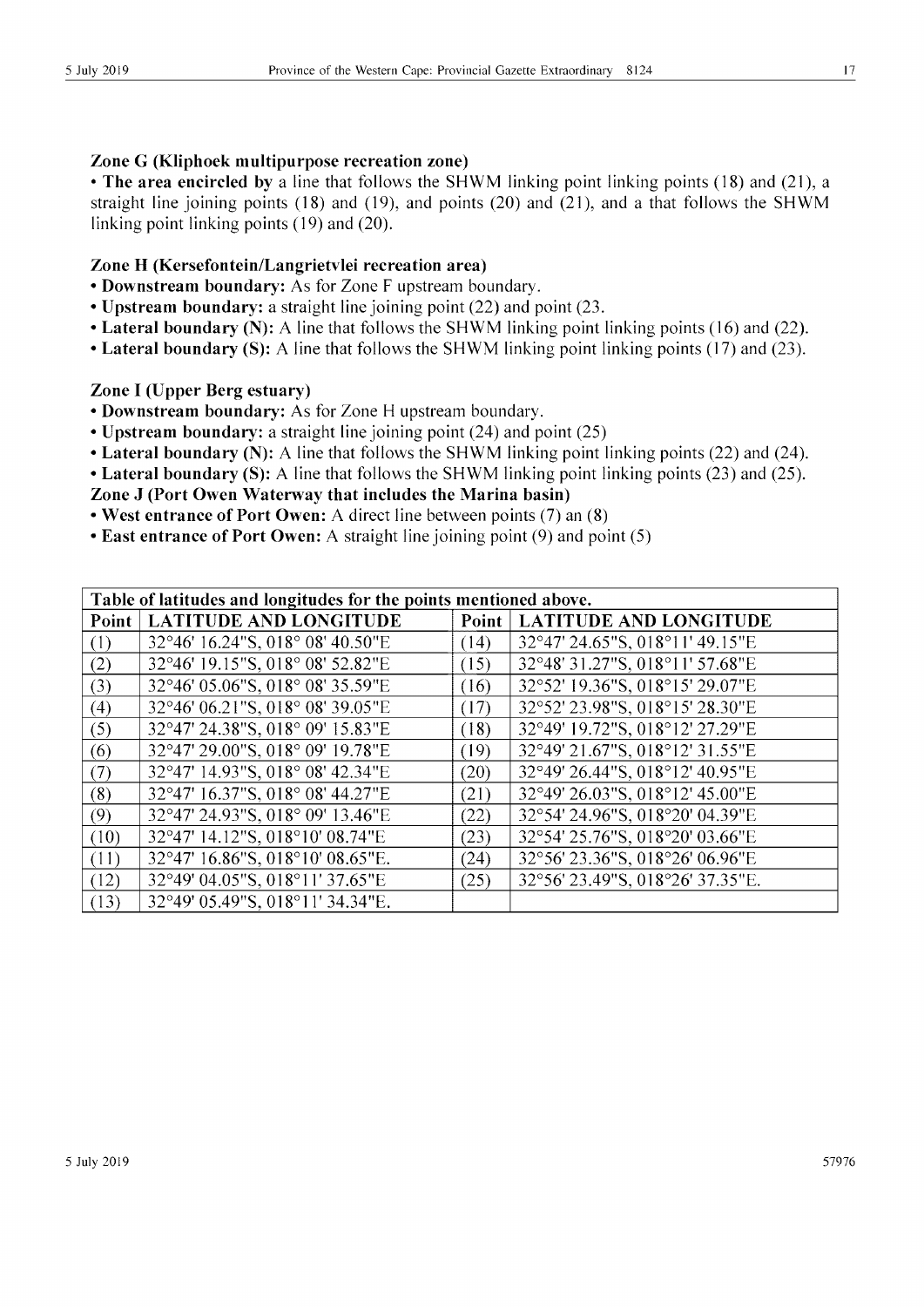**Zone G (Kliphoek multipurpose recreation zone)**

- **The area encircled by** a line that follows the SHWM linking point linking points (18) and (21), a straight line joining points (18) and (19), and points (20) and (21), and a that follows the SHWM linking point linking points (19) and (20).

**Zone H (Kersefontein/Langrietvlei recreation area)**

- **Downstream boundary:** As for Zone F upstream boundary.
- **Upstream boundary:** a straight line joining point (22) and point (23.
- **Lateral boundary (N):** A line that follows the SHWM linking point linking points (16) and (22).
- **Lateral boundary (S):** A line that follows the SHWM linking point linking points (17) and (23).

**Zone I (Upper Berg estuary)**

- **Downstream boundary:** As for Zone H upstream boundary.
- **Upstream boundary:** a straight line joining point (24) and point (25)
- **Lateral boundary (N):** A line that follows the SHWM linking point linking points (22) and (24).
- **Lateral boundary (S):** A line that follows the SHWM linking point linking points (23) and (25).

**Zone J (Port Owen Waterway that includes the Marina basin)**

- **West entrance of Port Owen:** A direct line between points (7) an (8)
- **East entrance of Port Owen:** A straight line joining point (9) and point (5)

| Table of latitudes and longitudes for the points mentioned above. | | | |
|---|---|---|---|
| **Point** | **LATITUDE AND LONGITUDE** | **Point** | **LATITUDE AND LONGITUDE** |
| (1) | 32°46' 16.24"S, 018° 08' 40.50"E | (14) | 32°47' 24.65"S, 018°11' 49.15"E |
| (2) | 32°46' 19.15"S, 018° 08' 52.82"E | (15) | 32°48' 31.27"S, 018°11' 57.68"E |
| (3) | 32°46' 05.06"S, 018° 08' 35.59"E | (16) | 32°52' 19.36"S, 018°15' 29.07"E |
| (4) | 32°46' 06.21"S, 018° 08' 39.05"E | (17) | 32°52' 23.98"S, 018°15' 28.30"E |
| (5) | 32°47' 24.38"S, 018° 09' 15.83"E | (18) | 32°49' 19.72"S, 018°12' 27.29"E |
| (6) | 32°47' 29.00"S, 018° 09' 19.78"E | (19) | 32°49' 21.67"S, 018°12' 31.55"E |
| (7) | 32°47' 14.93"S, 018° 08' 42.34"E | (20) | 32°49' 26.44"S, 018°12' 40.95"E |
| (8) | 32°47' 16.37"S, 018° 08' 44.27"E | (21) | 32°49' 26.03"S, 018°12' 45.00"E |
| (9) | 32°47' 24.93"S, 018° 09' 13.46"E | (22) | 32°54' 24.96"S, 018°20' 04.39"E |
| (10) | 32°47' 14.12"S, 018°10' 08.74"E | (23) | 32°54' 25.76"S, 018°20' 03.66"E |
| (11) | 32°47' 16.86"S, 018°10' 08.65"E. | (24) | 32°56' 23.36"S, 018°26' 06.96"E |
| (12) | 32°49' 04.05"S, 018°11' 37.65"E | (25) | 32°56' 23.49"S, 018°26' 37.35"E. |
| (13) | 32°49' 05.49"S, 018°11' 34.34"E. | | |